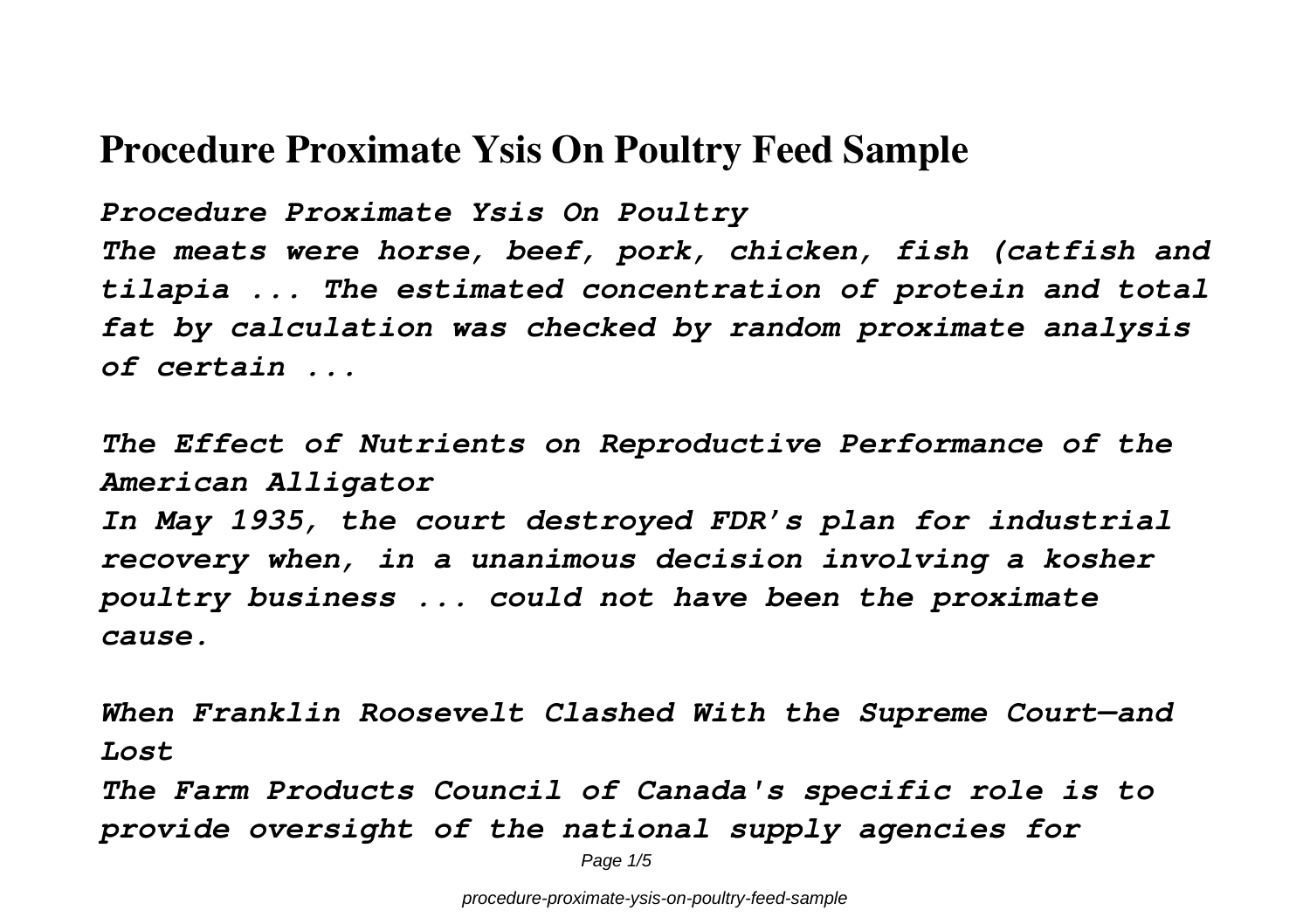# Procedure Proximate Ysis On Poultry Feed Sample

***Procedure Proximate Ysis On Poultry***

***The meats were horse, beef, pork, chicken, fish (catfish and tilapia ... The estimated concentration of protein and total fat by calculation was checked by random proximate analysis of certain ...***

***The Effect of Nutrients on Reproductive Performance of the American Alligator***

***In May 1935, the court destroyed FDR's plan for industrial recovery when, in a unanimous decision involving a kosher poultry business ... could not have been the proximate cause.***

***When Franklin Roosevelt Clashed With the Supreme Court—and Lost***

***The Farm Products Council of Canada's specific role is to provide oversight of the national supply agencies for***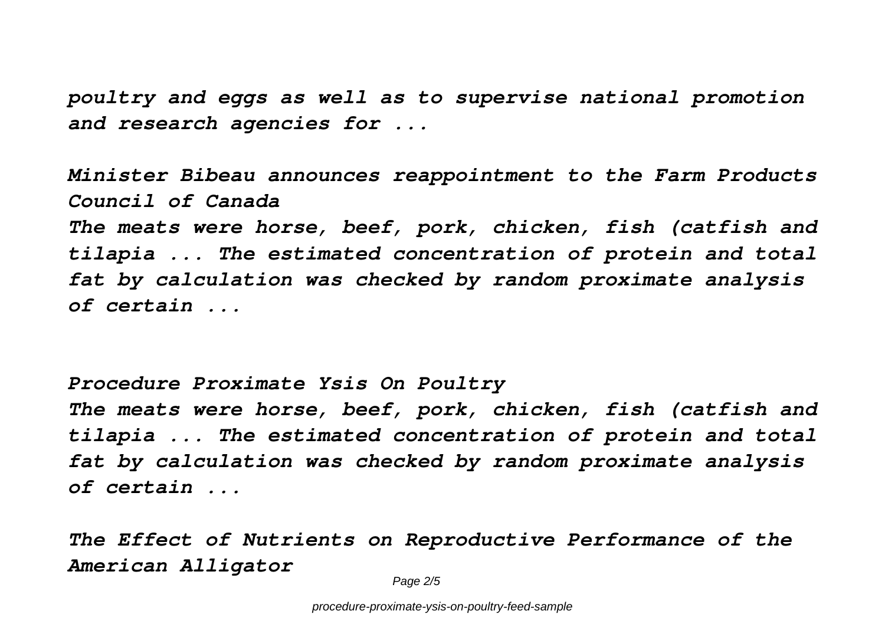*poultry and eggs as well as to supervise national promotion and research agencies for ...*

*Minister Bibeau announces reappointment to the Farm Products Council of Canada*

*The meats were horse, beef, pork, chicken, fish (catfish and tilapia ... The estimated concentration of protein and total fat by calculation was checked by random proximate analysis of certain ...*

*Procedure Proximate Ysis On Poultry*

*The meats were horse, beef, pork, chicken, fish (catfish and tilapia ... The estimated concentration of protein and total fat by calculation was checked by random proximate analysis of certain ...*

*The Effect of Nutrients on Reproductive Performance of the American Alligator*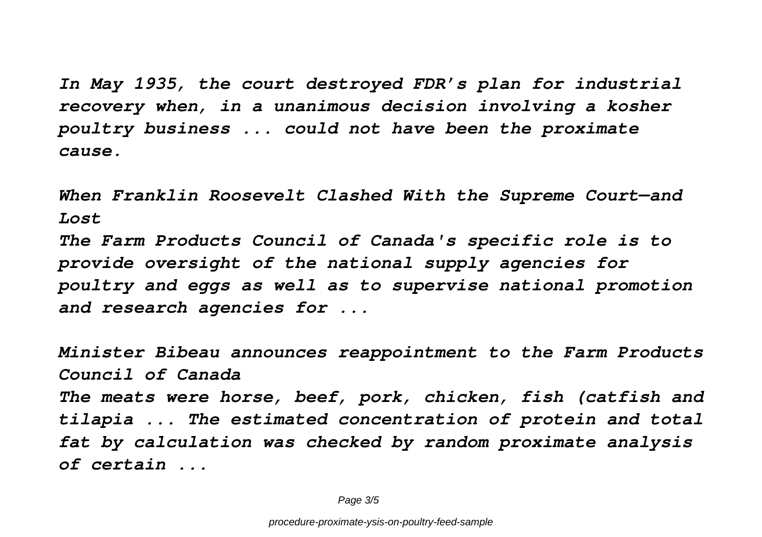*In May 1935, the court destroyed FDR's plan for industrial recovery when, in a unanimous decision involving a kosher poultry business ... could not have been the proximate cause.*

*When Franklin Roosevelt Clashed With the Supreme Court—and Lost*

*The Farm Products Council of Canada's specific role is to provide oversight of the national supply agencies for poultry and eggs as well as to supervise national promotion and research agencies for ...*

*Minister Bibeau announces reappointment to the Farm Products Council of Canada*

*The meats were horse, beef, pork, chicken, fish (catfish and tilapia ... The estimated concentration of protein and total fat by calculation was checked by random proximate analysis of certain ...*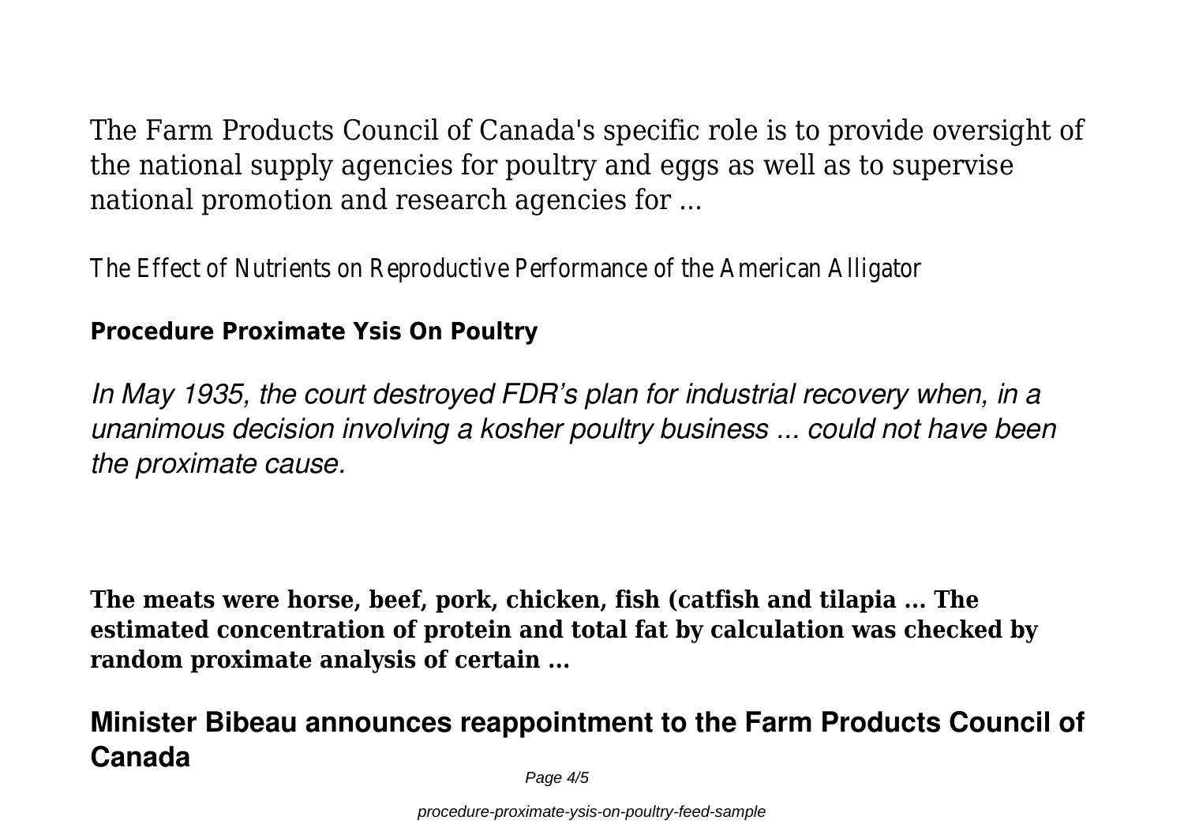The Farm Products Council of Canada's specific role is to provide oversight of the national supply agencies for poultry and eggs as well as to supervise national promotion and research agencies for ...

The Effect of Nutrients on Reproductive Performance of the American Alligator

**Procedure Proximate Ysis On Poultry**

*In May 1935, the court destroyed FDR's plan for industrial recovery when, in a unanimous decision involving a kosher poultry business ... could not have been the proximate cause.*

**The meats were horse, beef, pork, chicken, fish (catfish and tilapia ... The estimated concentration of protein and total fat by calculation was checked by random proximate analysis of certain ...**

## Minister Bibeau announces reappointment to the Farm Products Council of Canada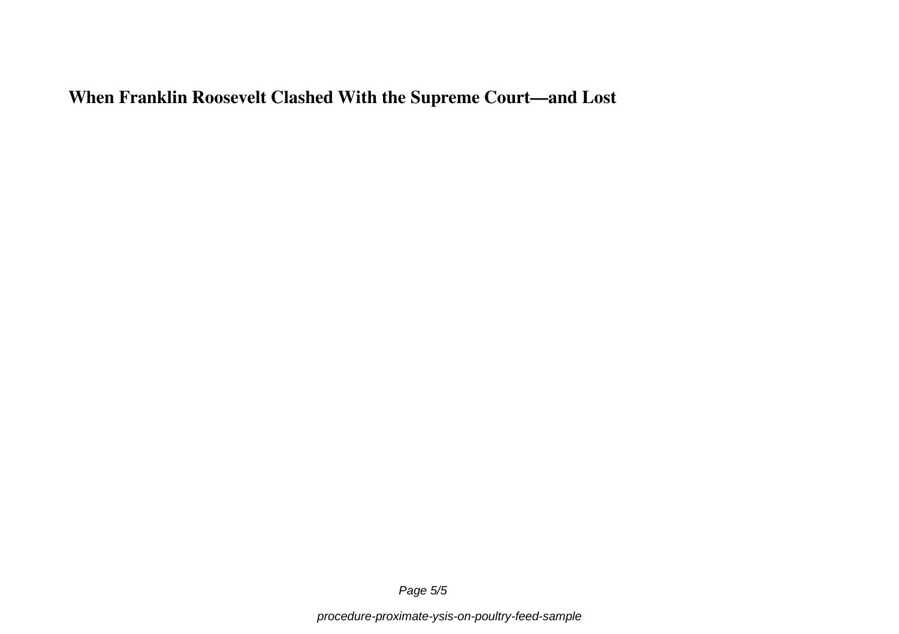**When Franklin Roosevelt Clashed With the Supreme Court—and Lost**